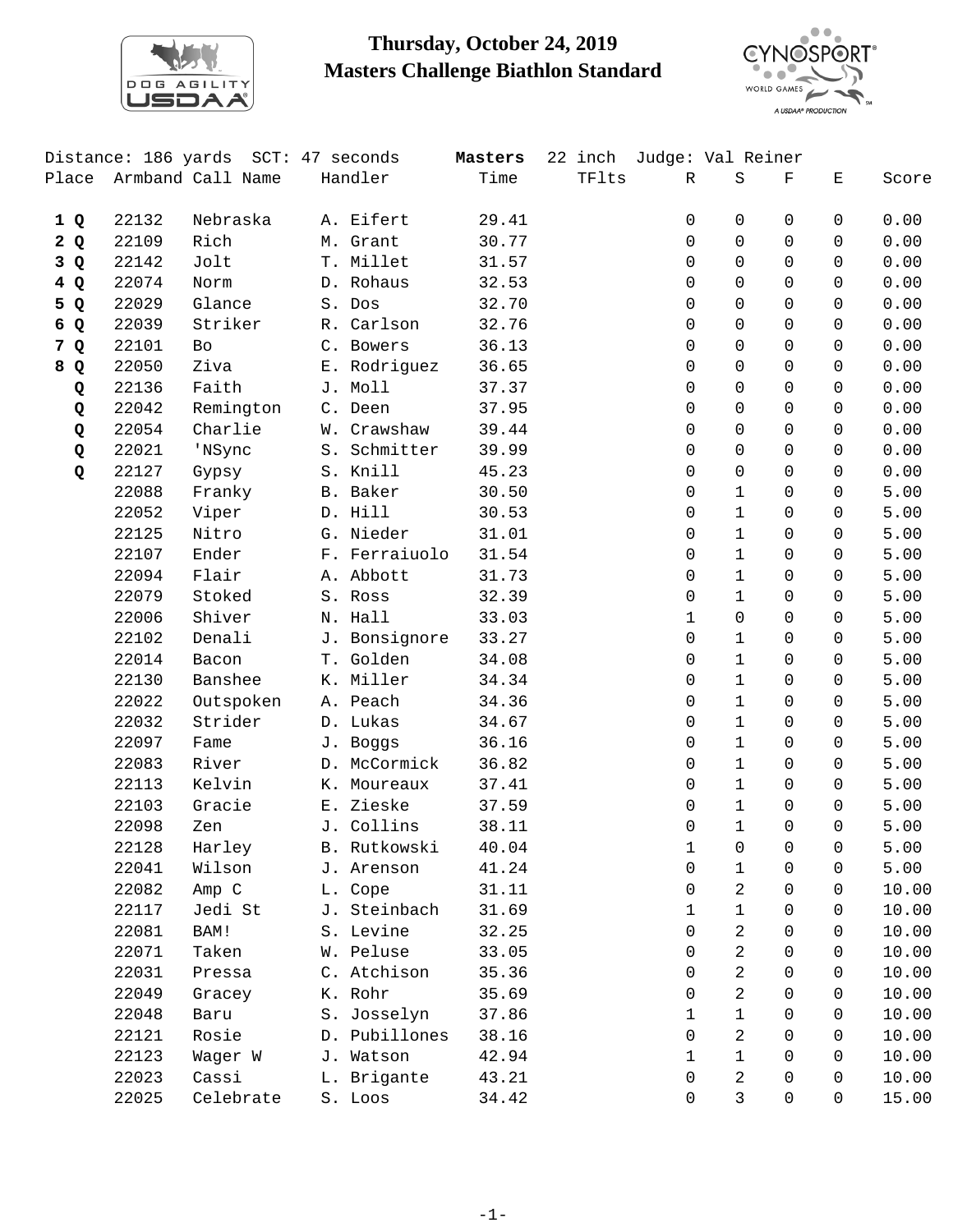# Thursday, October 24, 2019
## Masters Challenge Biathlon Standard

Distance: 186 yards SCT: 47 seconds **Masters** 22 inch Judge: Val Reiner

| Place | Armband | Call Name | Handler | Time | TFlts | R | S | F | E | Score |
|---|---|---|---|---|---|---|---|---|---|---|
| **1 Q** | 22132 | Nebraska | A. Eifert | 29.41 | | 0 | 0 | 0 | 0 | 0.00 |
| **2 Q** | 22109 | Rich | M. Grant | 30.77 | | 0 | 0 | 0 | 0 | 0.00 |
| **3 Q** | 22142 | Jolt | T. Millet | 31.57 | | 0 | 0 | 0 | 0 | 0.00 |
| **4 Q** | 22074 | Norm | D. Rohaus | 32.53 | | 0 | 0 | 0 | 0 | 0.00 |
| **5 Q** | 22029 | Glance | S. Dos | 32.70 | | 0 | 0 | 0 | 0 | 0.00 |
| **6 Q** | 22039 | Striker | R. Carlson | 32.76 | | 0 | 0 | 0 | 0 | 0.00 |
| **7 Q** | 22101 | Bo | C. Bowers | 36.13 | | 0 | 0 | 0 | 0 | 0.00 |
| **8 Q** | 22050 | Ziva | E. Rodriguez | 36.65 | | 0 | 0 | 0 | 0 | 0.00 |
| **Q** | 22136 | Faith | J. Moll | 37.37 | | 0 | 0 | 0 | 0 | 0.00 |
| **Q** | 22042 | Remington | C. Deen | 37.95 | | 0 | 0 | 0 | 0 | 0.00 |
| **Q** | 22054 | Charlie | W. Crawshaw | 39.44 | | 0 | 0 | 0 | 0 | 0.00 |
| **Q** | 22021 | 'NSync | S. Schmitter | 39.99 | | 0 | 0 | 0 | 0 | 0.00 |
| **Q** | 22127 | Gypsy | S. Knill | 45.23 | | 0 | 0 | 0 | 0 | 0.00 |
| | 22088 | Franky | B. Baker | 30.50 | | 0 | 1 | 0 | 0 | 5.00 |
| | 22052 | Viper | D. Hill | 30.53 | | 0 | 1 | 0 | 0 | 5.00 |
| | 22125 | Nitro | G. Nieder | 31.01 | | 0 | 1 | 0 | 0 | 5.00 |
| | 22107 | Ender | F. Ferraiuolo | 31.54 | | 0 | 1 | 0 | 0 | 5.00 |
| | 22094 | Flair | A. Abbott | 31.73 | | 0 | 1 | 0 | 0 | 5.00 |
| | 22079 | Stoked | S. Ross | 32.39 | | 0 | 1 | 0 | 0 | 5.00 |
| | 22006 | Shiver | N. Hall | 33.03 | | 1 | 0 | 0 | 0 | 5.00 |
| | 22102 | Denali | J. Bonsignore | 33.27 | | 0 | 1 | 0 | 0 | 5.00 |
| | 22014 | Bacon | T. Golden | 34.08 | | 0 | 1 | 0 | 0 | 5.00 |
| | 22130 | Banshee | K. Miller | 34.34 | | 0 | 1 | 0 | 0 | 5.00 |
| | 22022 | Outspoken | A. Peach | 34.36 | | 0 | 1 | 0 | 0 | 5.00 |
| | 22032 | Strider | D. Lukas | 34.67 | | 0 | 1 | 0 | 0 | 5.00 |
| | 22097 | Fame | J. Boggs | 36.16 | | 0 | 1 | 0 | 0 | 5.00 |
| | 22083 | River | D. McCormick | 36.82 | | 0 | 1 | 0 | 0 | 5.00 |
| | 22113 | Kelvin | K. Moureaux | 37.41 | | 0 | 1 | 0 | 0 | 5.00 |
| | 22103 | Gracie | E. Zieske | 37.59 | | 0 | 1 | 0 | 0 | 5.00 |
| | 22098 | Zen | J. Collins | 38.11 | | 0 | 1 | 0 | 0 | 5.00 |
| | 22128 | Harley | B. Rutkowski | 40.04 | | 1 | 0 | 0 | 0 | 5.00 |
| | 22041 | Wilson | J. Arenson | 41.24 | | 0 | 1 | 0 | 0 | 5.00 |
| | 22082 | Amp C | L. Cope | 31.11 | | 0 | 2 | 0 | 0 | 10.00 |
| | 22117 | Jedi St | J. Steinbach | 31.69 | | 1 | 1 | 0 | 0 | 10.00 |
| | 22081 | BAM! | S. Levine | 32.25 | | 0 | 2 | 0 | 0 | 10.00 |
| | 22071 | Taken | W. Peluse | 33.05 | | 0 | 2 | 0 | 0 | 10.00 |
| | 22031 | Pressa | C. Atchison | 35.36 | | 0 | 2 | 0 | 0 | 10.00 |
| | 22049 | Gracey | K. Rohr | 35.69 | | 0 | 2 | 0 | 0 | 10.00 |
| | 22048 | Baru | S. Josselyn | 37.86 | | 1 | 1 | 0 | 0 | 10.00 |
| | 22121 | Rosie | D. Pubillones | 38.16 | | 0 | 2 | 0 | 0 | 10.00 |
| | 22123 | Wager W | J. Watson | 42.94 | | 1 | 1 | 0 | 0 | 10.00 |
| | 22023 | Cassi | L. Brigante | 43.21 | | 0 | 2 | 0 | 0 | 10.00 |
| | 22025 | Celebrate | S. Loos | 34.42 | | 0 | 3 | 0 | 0 | 15.00 |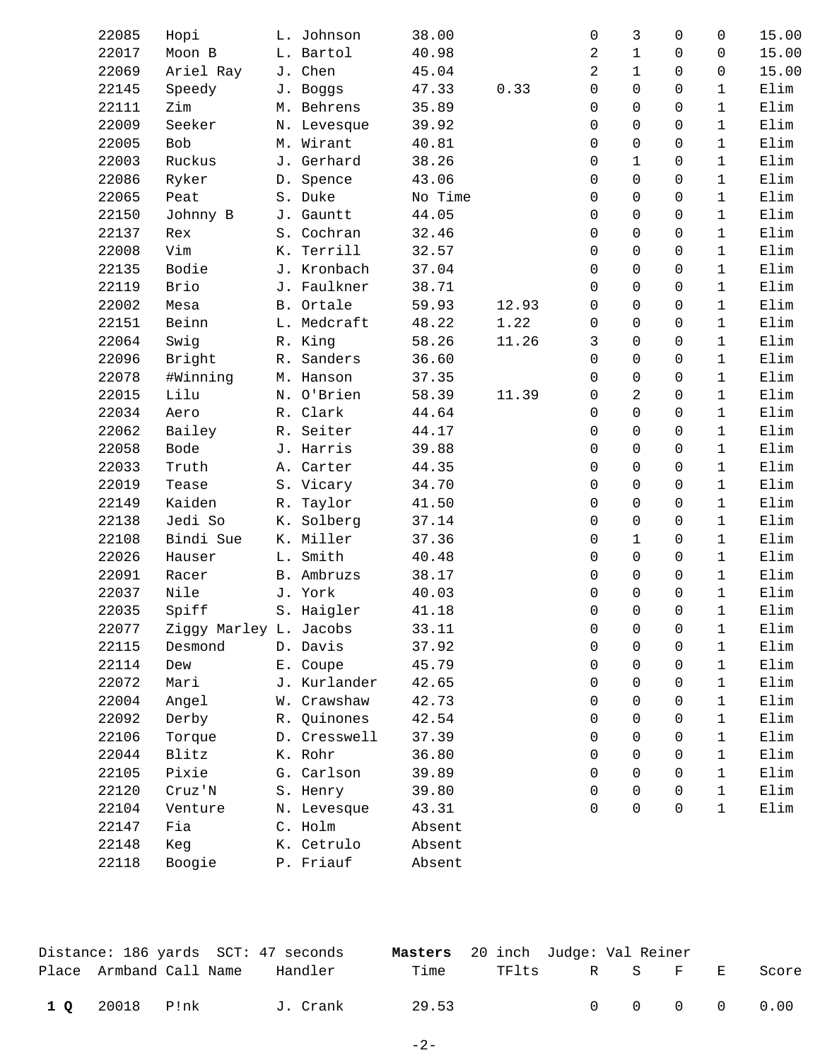| Place | Armband | Call Name | Handler | Time | TFlts | R | S | F | E | Score |
|---|---|---|---|---|---|---|---|---|---|---|
| | 22085 | Hopi | L. Johnson | 38.00 | | 0 | 3 | 0 | 0 | 15.00 |
| | 22017 | Moon B | L. Bartol | 40.98 | | 2 | 1 | 0 | 0 | 15.00 |
| | 22069 | Ariel Ray | J. Chen | 45.04 | | 2 | 1 | 0 | 0 | 15.00 |
| | 22145 | Speedy | J. Boggs | 47.33 | 0.33 | 0 | 0 | 0 | 1 | Elim |
| | 22111 | Zim | M. Behrens | 35.89 | | 0 | 0 | 0 | 1 | Elim |
| | 22009 | Seeker | N. Levesque | 39.92 | | 0 | 0 | 0 | 1 | Elim |
| | 22005 | Bob | M. Wirant | 40.81 | | 0 | 0 | 0 | 1 | Elim |
| | 22003 | Ruckus | J. Gerhard | 38.26 | | 0 | 1 | 0 | 1 | Elim |
| | 22086 | Ryker | D. Spence | 43.06 | | 0 | 0 | 0 | 1 | Elim |
| | 22065 | Peat | S. Duke | No Time | | 0 | 0 | 0 | 1 | Elim |
| | 22150 | Johnny B | J. Gauntt | 44.05 | | 0 | 0 | 0 | 1 | Elim |
| | 22137 | Rex | S. Cochran | 32.46 | | 0 | 0 | 0 | 1 | Elim |
| | 22008 | Vim | K. Terrill | 32.57 | | 0 | 0 | 0 | 1 | Elim |
| | 22135 | Bodie | J. Kronbach | 37.04 | | 0 | 0 | 0 | 1 | Elim |
| | 22119 | Brio | J. Faulkner | 38.71 | | 0 | 0 | 0 | 1 | Elim |
| | 22002 | Mesa | B. Ortale | 59.93 | 12.93 | 0 | 0 | 0 | 1 | Elim |
| | 22151 | Beinn | L. Medcraft | 48.22 | 1.22 | 0 | 0 | 0 | 1 | Elim |
| | 22064 | Swig | R. King | 58.26 | 11.26 | 3 | 0 | 0 | 1 | Elim |
| | 22096 | Bright | R. Sanders | 36.60 | | 0 | 0 | 0 | 1 | Elim |
| | 22078 | #Winning | M. Hanson | 37.35 | | 0 | 0 | 0 | 1 | Elim |
| | 22015 | Lilu | N. O'Brien | 58.39 | 11.39 | 0 | 2 | 0 | 1 | Elim |
| | 22034 | Aero | R. Clark | 44.64 | | 0 | 0 | 0 | 1 | Elim |
| | 22062 | Bailey | R. Seiter | 44.17 | | 0 | 0 | 0 | 1 | Elim |
| | 22058 | Bode | J. Harris | 39.88 | | 0 | 0 | 0 | 1 | Elim |
| | 22033 | Truth | A. Carter | 44.35 | | 0 | 0 | 0 | 1 | Elim |
| | 22019 | Tease | S. Vicary | 34.70 | | 0 | 0 | 0 | 1 | Elim |
| | 22149 | Kaiden | R. Taylor | 41.50 | | 0 | 0 | 0 | 1 | Elim |
| | 22138 | Jedi So | K. Solberg | 37.14 | | 0 | 0 | 0 | 1 | Elim |
| | 22108 | Bindi Sue | K. Miller | 37.36 | | 0 | 1 | 0 | 1 | Elim |
| | 22026 | Hauser | L. Smith | 40.48 | | 0 | 0 | 0 | 1 | Elim |
| | 22091 | Racer | B. Ambruzs | 38.17 | | 0 | 0 | 0 | 1 | Elim |
| | 22037 | Nile | J. York | 40.03 | | 0 | 0 | 0 | 1 | Elim |
| | 22035 | Spiff | S. Haigler | 41.18 | | 0 | 0 | 0 | 1 | Elim |
| | 22077 | Ziggy Marley | L. Jacobs | 33.11 | | 0 | 0 | 0 | 1 | Elim |
| | 22115 | Desmond | D. Davis | 37.92 | | 0 | 0 | 0 | 1 | Elim |
| | 22114 | Dew | E. Coupe | 45.79 | | 0 | 0 | 0 | 1 | Elim |
| | 22072 | Mari | J. Kurlander | 42.65 | | 0 | 0 | 0 | 1 | Elim |
| | 22004 | Angel | W. Crawshaw | 42.73 | | 0 | 0 | 0 | 1 | Elim |
| | 22092 | Derby | R. Quinones | 42.54 | | 0 | 0 | 0 | 1 | Elim |
| | 22106 | Torque | D. Cresswell | 37.39 | | 0 | 0 | 0 | 1 | Elim |
| | 22044 | Blitz | K. Rohr | 36.80 | | 0 | 0 | 0 | 1 | Elim |
| | 22105 | Pixie | G. Carlson | 39.89 | | 0 | 0 | 0 | 1 | Elim |
| | 22120 | Cruz'N | S. Henry | 39.80 | | 0 | 0 | 0 | 1 | Elim |
| | 22104 | Venture | N. Levesque | 43.31 | | 0 | 0 | 0 | 1 | Elim |
| | 22147 | Fia | C. Holm | Absent | | | | | | |
| | 22148 | Keg | K. Cetrulo | Absent | | | | | | |
| | 22118 | Boogie | P. Friauf | Absent | | | | | | |

Distance: 186 yards SCT: 47 seconds **Masters** 20 inch Judge: Val Reiner

| Place | Armband | Call Name | Handler | Time | TFlts | R | S | F | E | Score |
|---|---|---|---|---|---|---|---|---|---|---|
| **1 Q** | 20018 | P!nk | J. Crank | 29.53 | | 0 | 0 | 0 | 0 | 0.00 |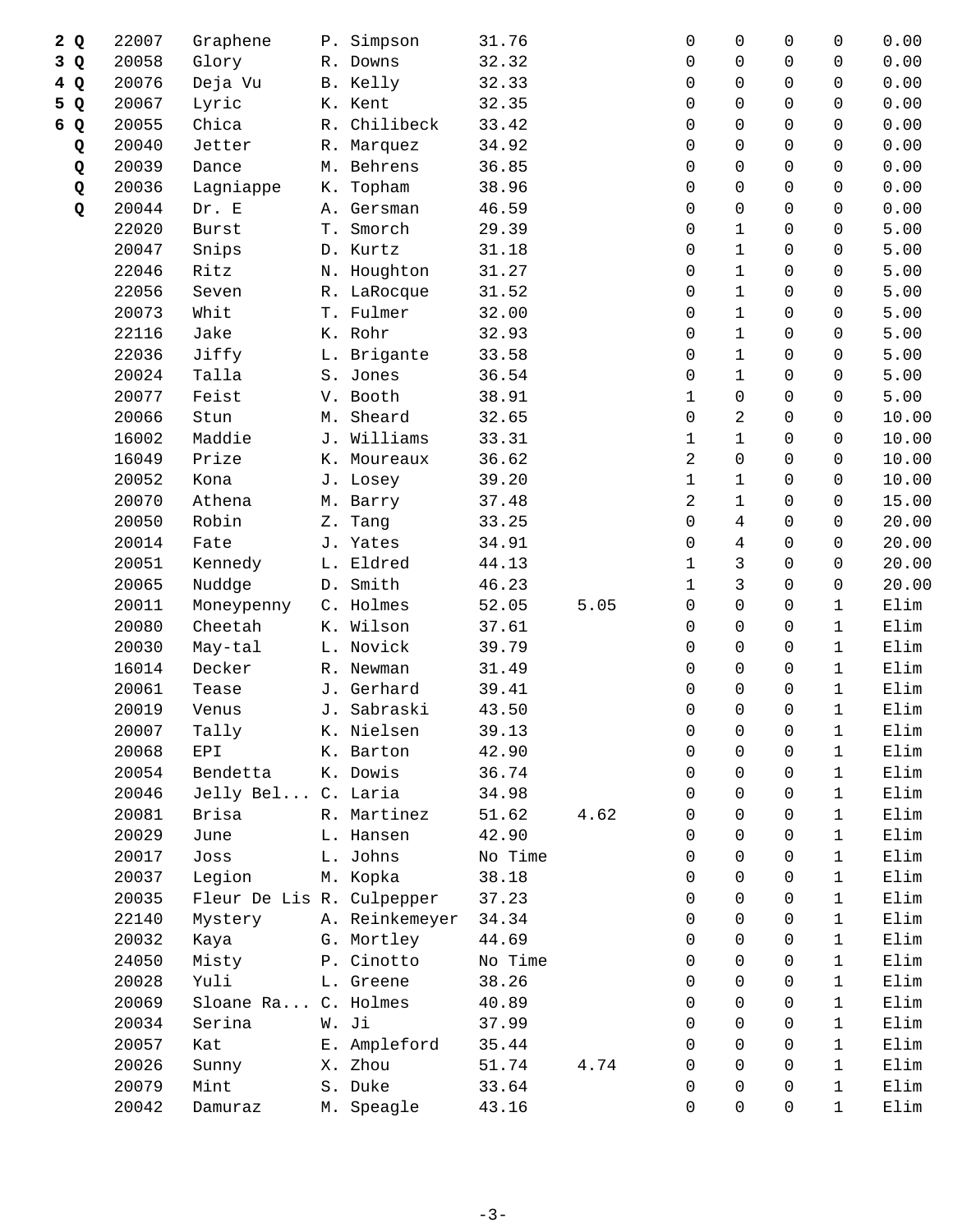| | | | | | | | | | | |
|---|---|---|---|---|---|---|---|---|---|---|
| **2 Q** | 22007 | Graphene | P. Simpson | 31.76 | | 0 | 0 | 0 | 0 | 0.00 |
| **3 Q** | 20058 | Glory | R. Downs | 32.32 | | 0 | 0 | 0 | 0 | 0.00 |
| **4 Q** | 20076 | Deja Vu | B. Kelly | 32.33 | | 0 | 0 | 0 | 0 | 0.00 |
| **5 Q** | 20067 | Lyric | K. Kent | 32.35 | | 0 | 0 | 0 | 0 | 0.00 |
| **6 Q** | 20055 | Chica | R. Chilibeck | 33.42 | | 0 | 0 | 0 | 0 | 0.00 |
| **Q** | 20040 | Jetter | R. Marquez | 34.92 | | 0 | 0 | 0 | 0 | 0.00 |
| **Q** | 20039 | Dance | M. Behrens | 36.85 | | 0 | 0 | 0 | 0 | 0.00 |
| **Q** | 20036 | Lagniappe | K. Topham | 38.96 | | 0 | 0 | 0 | 0 | 0.00 |
| **Q** | 20044 | Dr. E | A. Gersman | 46.59 | | 0 | 0 | 0 | 0 | 0.00 |
| | 22020 | Burst | T. Smorch | 29.39 | | 0 | 1 | 0 | 0 | 5.00 |
| | 20047 | Snips | D. Kurtz | 31.18 | | 0 | 1 | 0 | 0 | 5.00 |
| | 22046 | Ritz | N. Houghton | 31.27 | | 0 | 1 | 0 | 0 | 5.00 |
| | 22056 | Seven | R. LaRocque | 31.52 | | 0 | 1 | 0 | 0 | 5.00 |
| | 20073 | Whit | T. Fulmer | 32.00 | | 0 | 1 | 0 | 0 | 5.00 |
| | 22116 | Jake | K. Rohr | 32.93 | | 0 | 1 | 0 | 0 | 5.00 |
| | 22036 | Jiffy | L. Brigante | 33.58 | | 0 | 1 | 0 | 0 | 5.00 |
| | 20024 | Talla | S. Jones | 36.54 | | 0 | 1 | 0 | 0 | 5.00 |
| | 20077 | Feist | V. Booth | 38.91 | | 1 | 0 | 0 | 0 | 5.00 |
| | 20066 | Stun | M. Sheard | 32.65 | | 0 | 2 | 0 | 0 | 10.00 |
| | 16002 | Maddie | J. Williams | 33.31 | | 1 | 1 | 0 | 0 | 10.00 |
| | 16049 | Prize | K. Moureaux | 36.62 | | 2 | 0 | 0 | 0 | 10.00 |
| | 20052 | Kona | J. Losey | 39.20 | | 1 | 1 | 0 | 0 | 10.00 |
| | 20070 | Athena | M. Barry | 37.48 | | 2 | 1 | 0 | 0 | 15.00 |
| | 20050 | Robin | Z. Tang | 33.25 | | 0 | 4 | 0 | 0 | 20.00 |
| | 20014 | Fate | J. Yates | 34.91 | | 0 | 4 | 0 | 0 | 20.00 |
| | 20051 | Kennedy | L. Eldred | 44.13 | | 1 | 3 | 0 | 0 | 20.00 |
| | 20065 | Nuddge | D. Smith | 46.23 | | 1 | 3 | 0 | 0 | 20.00 |
| | 20011 | Moneypenny | C. Holmes | 52.05 | 5.05 | 0 | 0 | 0 | 1 | Elim |
| | 20080 | Cheetah | K. Wilson | 37.61 | | 0 | 0 | 0 | 1 | Elim |
| | 20030 | May-tal | L. Novick | 39.79 | | 0 | 0 | 0 | 1 | Elim |
| | 16014 | Decker | R. Newman | 31.49 | | 0 | 0 | 0 | 1 | Elim |
| | 20061 | Tease | J. Gerhard | 39.41 | | 0 | 0 | 0 | 1 | Elim |
| | 20019 | Venus | J. Sabraski | 43.50 | | 0 | 0 | 0 | 1 | Elim |
| | 20007 | Tally | K. Nielsen | 39.13 | | 0 | 0 | 0 | 1 | Elim |
| | 20068 | EPI | K. Barton | 42.90 | | 0 | 0 | 0 | 1 | Elim |
| | 20054 | Bendetta | K. Dowis | 36.74 | | 0 | 0 | 0 | 1 | Elim |
| | 20046 | Jelly Bel... | C. Laria | 34.98 | | 0 | 0 | 0 | 1 | Elim |
| | 20081 | Brisa | R. Martinez | 51.62 | 4.62 | 0 | 0 | 0 | 1 | Elim |
| | 20029 | June | L. Hansen | 42.90 | | 0 | 0 | 0 | 1 | Elim |
| | 20017 | Joss | L. Johns | No Time | | 0 | 0 | 0 | 1 | Elim |
| | 20037 | Legion | M. Kopka | 38.18 | | 0 | 0 | 0 | 1 | Elim |
| | 20035 | Fleur De Lis | R. Culpepper | 37.23 | | 0 | 0 | 0 | 1 | Elim |
| | 22140 | Mystery | A. Reinkemeyer | 34.34 | | 0 | 0 | 0 | 1 | Elim |
| | 20032 | Kaya | G. Mortley | 44.69 | | 0 | 0 | 0 | 1 | Elim |
| | 24050 | Misty | P. Cinotto | No Time | | 0 | 0 | 0 | 1 | Elim |
| | 20028 | Yuli | L. Greene | 38.26 | | 0 | 0 | 0 | 1 | Elim |
| | 20069 | Sloane Ra... | C. Holmes | 40.89 | | 0 | 0 | 0 | 1 | Elim |
| | 20034 | Serina | W. Ji | 37.99 | | 0 | 0 | 0 | 1 | Elim |
| | 20057 | Kat | E. Ampleford | 35.44 | | 0 | 0 | 0 | 1 | Elim |
| | 20026 | Sunny | X. Zhou | 51.74 | 4.74 | 0 | 0 | 0 | 1 | Elim |
| | 20079 | Mint | S. Duke | 33.64 | | 0 | 0 | 0 | 1 | Elim |
| | 20042 | Damuraz | M. Speagle | 43.16 | | 0 | 0 | 0 | 1 | Elim |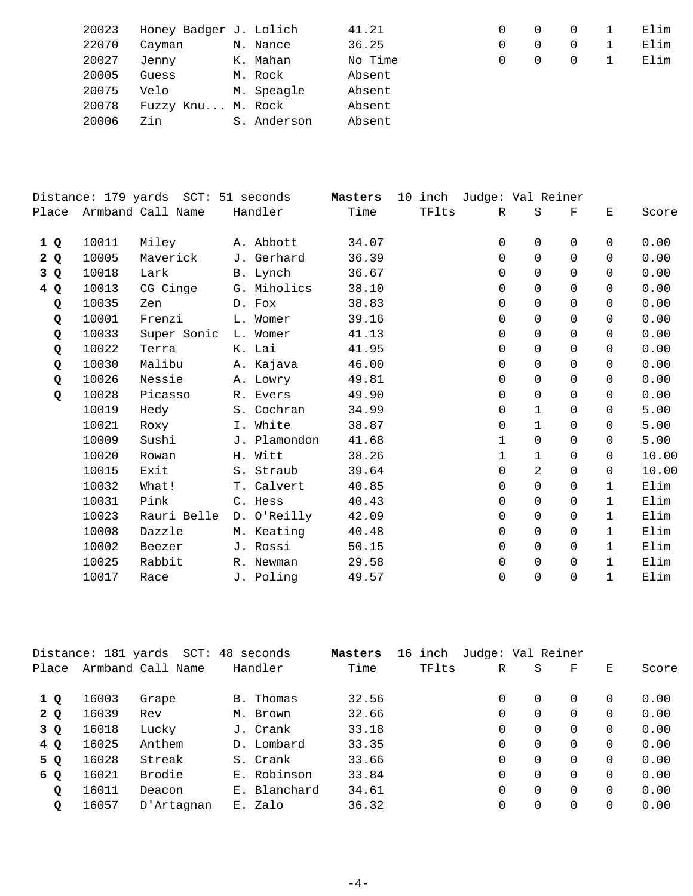| Place | Armband | Call Name | Handler | Time | TFlts | R | S | F | E | Score |
|---|---|---|---|---|---|---|---|---|---|---|
| | 20023 | Honey Badger | J. Lolich | 41.21 | | 0 | 0 | 0 | 1 | Elim |
| | 22070 | Cayman | N. Nance | 36.25 | | 0 | 0 | 0 | 1 | Elim |
| | 20027 | Jenny | K. Mahan | No Time | | 0 | 0 | 0 | 1 | Elim |
| | 20005 | Guess | M. Rock | Absent | | | | | | |
| | 20075 | Velo | M. Speagle | Absent | | | | | | |
| | 20078 | Fuzzy Knu... | M. Rock | Absent | | | | | | |
| | 20006 | Zin | S. Anderson | Absent | | | | | | |

Distance: 179 yards SCT: 51 seconds **Masters** 10 inch Judge: Val Reiner

| Place | Armband | Call Name | Handler | Time | TFlts | R | S | F | E | Score |
|---|---|---|---|---|---|---|---|---|---|---|
| **1 Q** | 10011 | Miley | A. Abbott | 34.07 | | 0 | 0 | 0 | 0 | 0.00 |
| **2 Q** | 10005 | Maverick | J. Gerhard | 36.39 | | 0 | 0 | 0 | 0 | 0.00 |
| **3 Q** | 10018 | Lark | B. Lynch | 36.67 | | 0 | 0 | 0 | 0 | 0.00 |
| **4 Q** | 10013 | CG Cinge | G. Miholics | 38.10 | | 0 | 0 | 0 | 0 | 0.00 |
| **Q** | 10035 | Zen | D. Fox | 38.83 | | 0 | 0 | 0 | 0 | 0.00 |
| **Q** | 10001 | Frenzi | L. Womer | 39.16 | | 0 | 0 | 0 | 0 | 0.00 |
| **Q** | 10033 | Super Sonic | L. Womer | 41.13 | | 0 | 0 | 0 | 0 | 0.00 |
| **Q** | 10022 | Terra | K. Lai | 41.95 | | 0 | 0 | 0 | 0 | 0.00 |
| **Q** | 10030 | Malibu | A. Kajava | 46.00 | | 0 | 0 | 0 | 0 | 0.00 |
| **Q** | 10026 | Nessie | A. Lowry | 49.81 | | 0 | 0 | 0 | 0 | 0.00 |
| **Q** | 10028 | Picasso | R. Evers | 49.90 | | 0 | 0 | 0 | 0 | 0.00 |
| | 10019 | Hedy | S. Cochran | 34.99 | | 0 | 1 | 0 | 0 | 5.00 |
| | 10021 | Roxy | I. White | 38.87 | | 0 | 1 | 0 | 0 | 5.00 |
| | 10009 | Sushi | J. Plamondon | 41.68 | | 1 | 0 | 0 | 0 | 5.00 |
| | 10020 | Rowan | H. Witt | 38.26 | | 1 | 1 | 0 | 0 | 10.00 |
| | 10015 | Exit | S. Straub | 39.64 | | 0 | 2 | 0 | 0 | 10.00 |
| | 10032 | What! | T. Calvert | 40.85 | | 0 | 0 | 0 | 1 | Elim |
| | 10031 | Pink | C. Hess | 40.43 | | 0 | 0 | 0 | 1 | Elim |
| | 10023 | Rauri Belle | D. O'Reilly | 42.09 | | 0 | 0 | 0 | 1 | Elim |
| | 10008 | Dazzle | M. Keating | 40.48 | | 0 | 0 | 0 | 1 | Elim |
| | 10002 | Beezer | J. Rossi | 50.15 | | 0 | 0 | 0 | 1 | Elim |
| | 10025 | Rabbit | R. Newman | 29.58 | | 0 | 0 | 0 | 1 | Elim |
| | 10017 | Race | J. Poling | 49.57 | | 0 | 0 | 0 | 1 | Elim |

Distance: 181 yards SCT: 48 seconds **Masters** 16 inch Judge: Val Reiner

| Place | Armband | Call Name | Handler | Time | TFlts | R | S | F | E | Score |
|---|---|---|---|---|---|---|---|---|---|---|
| **1 Q** | 16003 | Grape | B. Thomas | 32.56 | | 0 | 0 | 0 | 0 | 0.00 |
| **2 Q** | 16039 | Rev | M. Brown | 32.66 | | 0 | 0 | 0 | 0 | 0.00 |
| **3 Q** | 16018 | Lucky | J. Crank | 33.18 | | 0 | 0 | 0 | 0 | 0.00 |
| **4 Q** | 16025 | Anthem | D. Lombard | 33.35 | | 0 | 0 | 0 | 0 | 0.00 |
| **5 Q** | 16028 | Streak | S. Crank | 33.66 | | 0 | 0 | 0 | 0 | 0.00 |
| **6 Q** | 16021 | Brodie | E. Robinson | 33.84 | | 0 | 0 | 0 | 0 | 0.00 |
| **Q** | 16011 | Deacon | E. Blanchard | 34.61 | | 0 | 0 | 0 | 0 | 0.00 |
| **Q** | 16057 | D'Artagnan | E. Zalo | 36.32 | | 0 | 0 | 0 | 0 | 0.00 |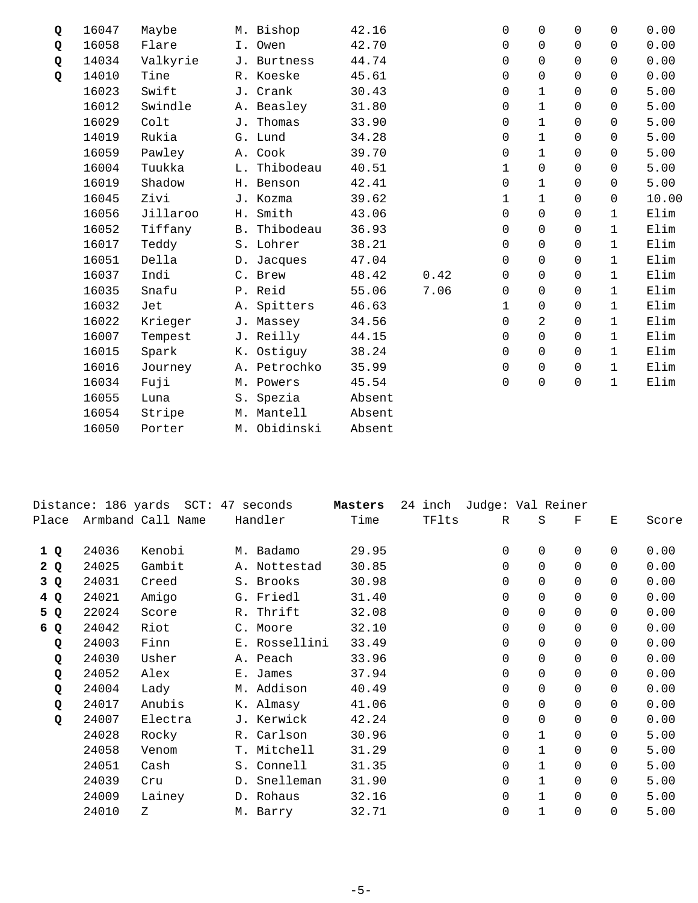| Place | Armband | Call Name | Handler | Time | TFlts | R | S | F | E | Score |
|---|---|---|---|---|---|---|---|---|---|---|
| **Q** | 16047 | Maybe | M. Bishop | 42.16 | | 0 | 0 | 0 | 0 | 0.00 |
| **Q** | 16058 | Flare | I. Owen | 42.70 | | 0 | 0 | 0 | 0 | 0.00 |
| **Q** | 14034 | Valkyrie | J. Burtness | 44.74 | | 0 | 0 | 0 | 0 | 0.00 |
| **Q** | 14010 | Tine | R. Koeske | 45.61 | | 0 | 0 | 0 | 0 | 0.00 |
| | 16023 | Swift | J. Crank | 30.43 | | 0 | 1 | 0 | 0 | 5.00 |
| | 16012 | Swindle | A. Beasley | 31.80 | | 0 | 1 | 0 | 0 | 5.00 |
| | 16029 | Colt | J. Thomas | 33.90 | | 0 | 1 | 0 | 0 | 5.00 |
| | 14019 | Rukia | G. Lund | 34.28 | | 0 | 1 | 0 | 0 | 5.00 |
| | 16059 | Pawley | A. Cook | 39.70 | | 0 | 1 | 0 | 0 | 5.00 |
| | 16004 | Tuukka | L. Thibodeau | 40.51 | | 1 | 0 | 0 | 0 | 5.00 |
| | 16019 | Shadow | H. Benson | 42.41 | | 0 | 1 | 0 | 0 | 5.00 |
| | 16045 | Zivi | J. Kozma | 39.62 | | 1 | 1 | 0 | 0 | 10.00 |
| | 16056 | Jillaroo | H. Smith | 43.06 | | 0 | 0 | 0 | 1 | Elim |
| | 16052 | Tiffany | B. Thibodeau | 36.93 | | 0 | 0 | 0 | 1 | Elim |
| | 16017 | Teddy | S. Lohrer | 38.21 | | 0 | 0 | 0 | 1 | Elim |
| | 16051 | Della | D. Jacques | 47.04 | | 0 | 0 | 0 | 1 | Elim |
| | 16037 | Indi | C. Brew | 48.42 | 0.42 | 0 | 0 | 0 | 1 | Elim |
| | 16035 | Snafu | P. Reid | 55.06 | 7.06 | 0 | 0 | 0 | 1 | Elim |
| | 16032 | Jet | A. Spitters | 46.63 | | 1 | 0 | 0 | 1 | Elim |
| | 16022 | Krieger | J. Massey | 34.56 | | 0 | 2 | 0 | 1 | Elim |
| | 16007 | Tempest | J. Reilly | 44.15 | | 0 | 0 | 0 | 1 | Elim |
| | 16015 | Spark | K. Ostiguy | 38.24 | | 0 | 0 | 0 | 1 | Elim |
| | 16016 | Journey | A. Petrochko | 35.99 | | 0 | 0 | 0 | 1 | Elim |
| | 16034 | Fuji | M. Powers | 45.54 | | 0 | 0 | 0 | 1 | Elim |
| | 16055 | Luna | S. Spezia | Absent | | | | | | |
| | 16054 | Stripe | M. Mantell | Absent | | | | | | |
| | 16050 | Porter | M. Obidinski | Absent | | | | | | |

Distance: 186 yards SCT: 47 seconds **Masters** 24 inch Judge: Val Reiner

| Place | Armband | Call Name | Handler | Time | TFlts | R | S | F | E | Score |
|---|---|---|---|---|---|---|---|---|---|---|
| **1 Q** | 24036 | Kenobi | M. Badamo | 29.95 | | 0 | 0 | 0 | 0 | 0.00 |
| **2 Q** | 24025 | Gambit | A. Nottestad | 30.85 | | 0 | 0 | 0 | 0 | 0.00 |
| **3 Q** | 24031 | Creed | S. Brooks | 30.98 | | 0 | 0 | 0 | 0 | 0.00 |
| **4 Q** | 24021 | Amigo | G. Friedl | 31.40 | | 0 | 0 | 0 | 0 | 0.00 |
| **5 Q** | 22024 | Score | R. Thrift | 32.08 | | 0 | 0 | 0 | 0 | 0.00 |
| **6 Q** | 24042 | Riot | C. Moore | 32.10 | | 0 | 0 | 0 | 0 | 0.00 |
| **Q** | 24003 | Finn | E. Rossellini | 33.49 | | 0 | 0 | 0 | 0 | 0.00 |
| **Q** | 24030 | Usher | A. Peach | 33.96 | | 0 | 0 | 0 | 0 | 0.00 |
| **Q** | 24052 | Alex | E. James | 37.94 | | 0 | 0 | 0 | 0 | 0.00 |
| **Q** | 24004 | Lady | M. Addison | 40.49 | | 0 | 0 | 0 | 0 | 0.00 |
| **Q** | 24017 | Anubis | K. Almasy | 41.06 | | 0 | 0 | 0 | 0 | 0.00 |
| **Q** | 24007 | Electra | J. Kerwick | 42.24 | | 0 | 0 | 0 | 0 | 0.00 |
| | 24028 | Rocky | R. Carlson | 30.96 | | 0 | 1 | 0 | 0 | 5.00 |
| | 24058 | Venom | T. Mitchell | 31.29 | | 0 | 1 | 0 | 0 | 5.00 |
| | 24051 | Cash | S. Connell | 31.35 | | 0 | 1 | 0 | 0 | 5.00 |
| | 24039 | Cru | D. Snelleman | 31.90 | | 0 | 1 | 0 | 0 | 5.00 |
| | 24009 | Lainey | D. Rohaus | 32.16 | | 0 | 1 | 0 | 0 | 5.00 |
| | 24010 | Z | M. Barry | 32.71 | | 0 | 1 | 0 | 0 | 5.00 |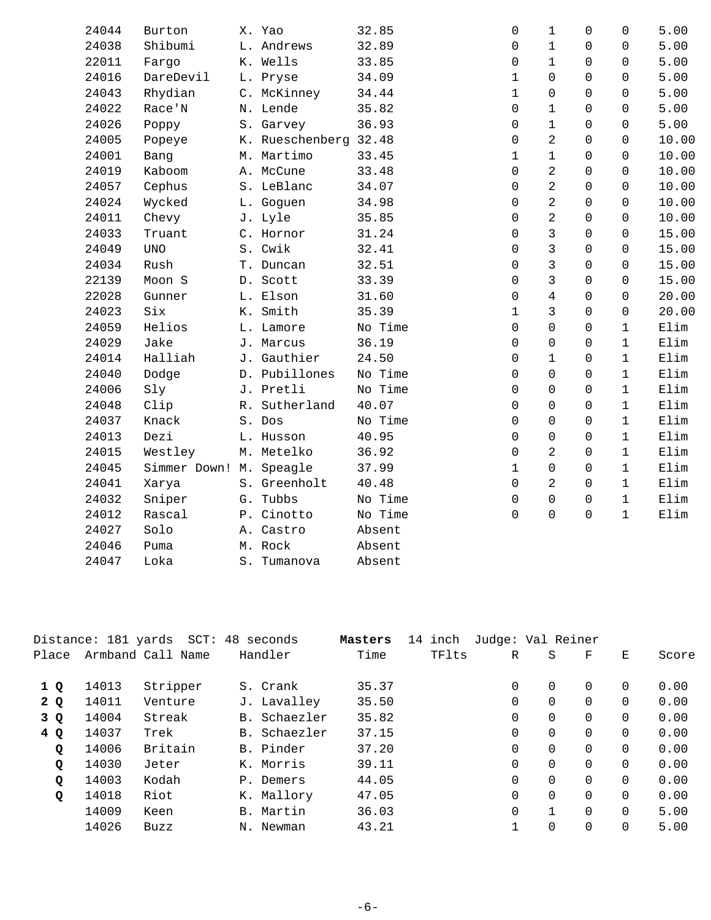| Place | Armband | Call Name | Handler | Time | TFlts | R | S | F | E | Score |
|---|---|---|---|---|---|---|---|---|---|---|
| | 24044 | Burton | X. Yao | 32.85 | | 0 | 1 | 0 | 0 | 5.00 |
| | 24038 | Shibumi | L. Andrews | 32.89 | | 0 | 1 | 0 | 0 | 5.00 |
| | 22011 | Fargo | K. Wells | 33.85 | | 0 | 1 | 0 | 0 | 5.00 |
| | 24016 | DareDevil | L. Pryse | 34.09 | | 1 | 0 | 0 | 0 | 5.00 |
| | 24043 | Rhydian | C. McKinney | 34.44 | | 1 | 0 | 0 | 0 | 5.00 |
| | 24022 | Race'N | N. Lende | 35.82 | | 0 | 1 | 0 | 0 | 5.00 |
| | 24026 | Poppy | S. Garvey | 36.93 | | 0 | 1 | 0 | 0 | 5.00 |
| | 24005 | Popeye | K. Rueschenberg | 32.48 | | 0 | 2 | 0 | 0 | 10.00 |
| | 24001 | Bang | M. Martimo | 33.45 | | 1 | 1 | 0 | 0 | 10.00 |
| | 24019 | Kaboom | A. McCune | 33.48 | | 0 | 2 | 0 | 0 | 10.00 |
| | 24057 | Cephus | S. LeBlanc | 34.07 | | 0 | 2 | 0 | 0 | 10.00 |
| | 24024 | Wycked | L. Goguen | 34.98 | | 0 | 2 | 0 | 0 | 10.00 |
| | 24011 | Chevy | J. Lyle | 35.85 | | 0 | 2 | 0 | 0 | 10.00 |
| | 24033 | Truant | C. Hornor | 31.24 | | 0 | 3 | 0 | 0 | 15.00 |
| | 24049 | UNO | S. Cwik | 32.41 | | 0 | 3 | 0 | 0 | 15.00 |
| | 24034 | Rush | T. Duncan | 32.51 | | 0 | 3 | 0 | 0 | 15.00 |
| | 22139 | Moon S | D. Scott | 33.39 | | 0 | 3 | 0 | 0 | 15.00 |
| | 22028 | Gunner | L. Elson | 31.60 | | 0 | 4 | 0 | 0 | 20.00 |
| | 24023 | Six | K. Smith | 35.39 | | 1 | 3 | 0 | 0 | 20.00 |
| | 24059 | Helios | L. Lamore | No Time | | 0 | 0 | 0 | 1 | Elim |
| | 24029 | Jake | J. Marcus | 36.19 | | 0 | 0 | 0 | 1 | Elim |
| | 24014 | Halliah | J. Gauthier | 24.50 | | 0 | 1 | 0 | 1 | Elim |
| | 24040 | Dodge | D. Pubillones | No Time | | 0 | 0 | 0 | 1 | Elim |
| | 24006 | Sly | J. Pretli | No Time | | 0 | 0 | 0 | 1 | Elim |
| | 24048 | Clip | R. Sutherland | 40.07 | | 0 | 0 | 0 | 1 | Elim |
| | 24037 | Knack | S. Dos | No Time | | 0 | 0 | 0 | 1 | Elim |
| | 24013 | Dezi | L. Husson | 40.95 | | 0 | 0 | 0 | 1 | Elim |
| | 24015 | Westley | M. Metelko | 36.92 | | 0 | 2 | 0 | 1 | Elim |
| | 24045 | Simmer Down! | M. Speagle | 37.99 | | 1 | 0 | 0 | 1 | Elim |
| | 24041 | Xarya | S. Greenholt | 40.48 | | 0 | 2 | 0 | 1 | Elim |
| | 24032 | Sniper | G. Tubbs | No Time | | 0 | 0 | 0 | 1 | Elim |
| | 24012 | Rascal | P. Cinotto | No Time | | 0 | 0 | 0 | 1 | Elim |
| | 24027 | Solo | A. Castro | Absent | | | | | | |
| | 24046 | Puma | M. Rock | Absent | | | | | | |
| | 24047 | Loka | S. Tumanova | Absent | | | | | | |

Distance: 181 yards SCT: 48 seconds **Masters** 14 inch Judge: Val Reiner

| Place | Armband | Call Name | Handler | Time | TFlts | R | S | F | E | Score |
|---|---|---|---|---|---|---|---|---|---|---|
| **1 Q** | 14013 | Stripper | S. Crank | 35.37 | | 0 | 0 | 0 | 0 | 0.00 |
| **2 Q** | 14011 | Venture | J. Lavalley | 35.50 | | 0 | 0 | 0 | 0 | 0.00 |
| **3 Q** | 14004 | Streak | B. Schaezler | 35.82 | | 0 | 0 | 0 | 0 | 0.00 |
| **4 Q** | 14037 | Trek | B. Schaezler | 37.15 | | 0 | 0 | 0 | 0 | 0.00 |
| **Q** | 14006 | Britain | B. Pinder | 37.20 | | 0 | 0 | 0 | 0 | 0.00 |
| **Q** | 14030 | Jeter | K. Morris | 39.11 | | 0 | 0 | 0 | 0 | 0.00 |
| **Q** | 14003 | Kodah | P. Demers | 44.05 | | 0 | 0 | 0 | 0 | 0.00 |
| **Q** | 14018 | Riot | K. Mallory | 47.05 | | 0 | 0 | 0 | 0 | 0.00 |
| | 14009 | Keen | B. Martin | 36.03 | | 0 | 1 | 0 | 0 | 5.00 |
| | 14026 | Buzz | N. Newman | 43.21 | | 1 | 0 | 0 | 0 | 5.00 |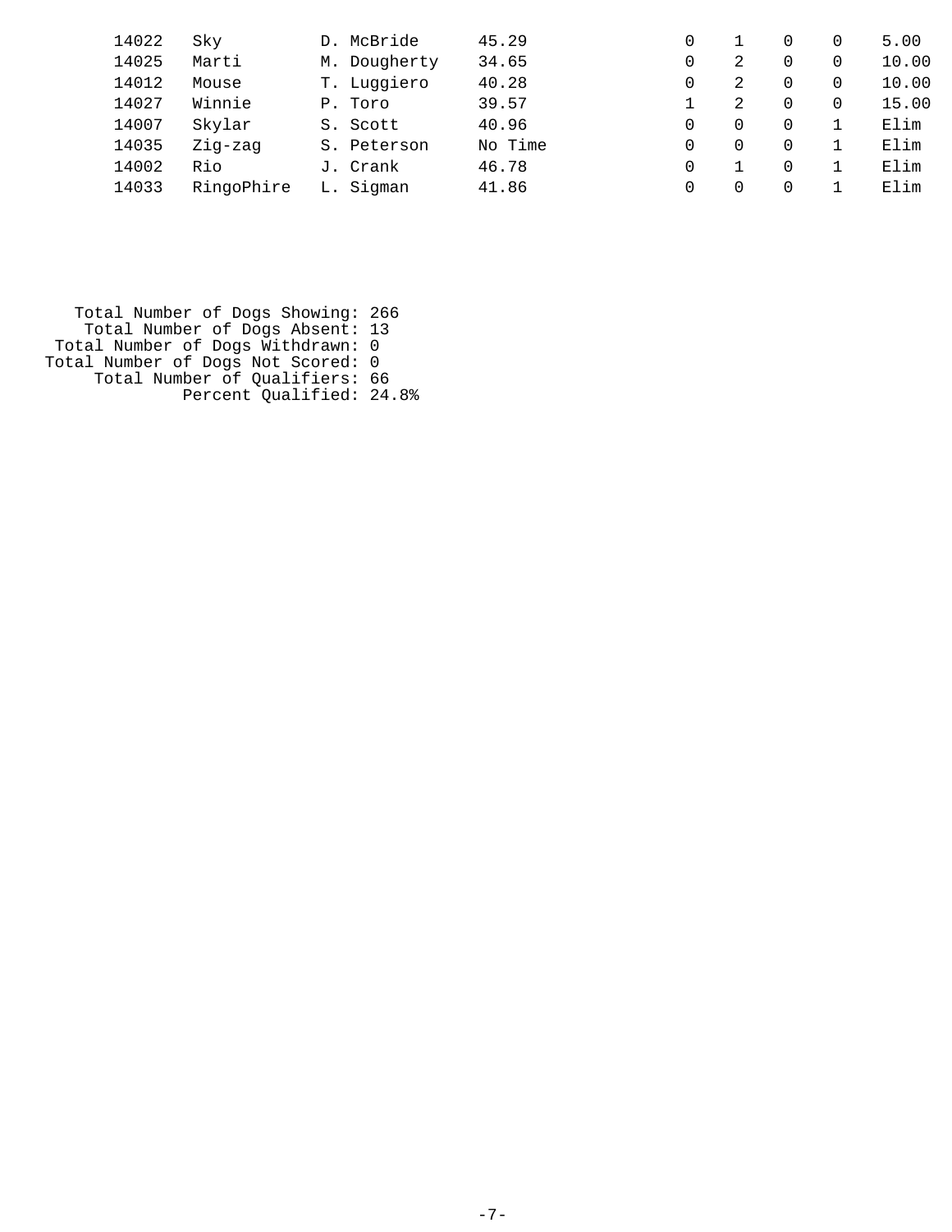| | | | | | | | | |
|---|---|---|---|---|---|---|---|---|
| 14022 | Sky | D. McBride | 45.29 | 0 | 1 | 0 | 0 | 5.00 |
| 14025 | Marti | M. Dougherty | 34.65 | 0 | 2 | 0 | 0 | 10.00 |
| 14012 | Mouse | T. Luggiero | 40.28 | 0 | 2 | 0 | 0 | 10.00 |
| 14027 | Winnie | P. Toro | 39.57 | 1 | 2 | 0 | 0 | 15.00 |
| 14007 | Skylar | S. Scott | 40.96 | 0 | 0 | 0 | 1 | Elim |
| 14035 | Zig-zag | S. Peterson | No Time | 0 | 0 | 0 | 1 | Elim |
| 14002 | Rio | J. Crank | 46.78 | 0 | 1 | 0 | 1 | Elim |
| 14033 | RingoPhire | L. Sigman | 41.86 | 0 | 0 | 0 | 1 | Elim |

Total Number of Dogs Showing: 266
Total Number of Dogs Absent: 13
Total Number of Dogs Withdrawn: 0
Total Number of Dogs Not Scored: 0
Total Number of Qualifiers: 66
Percent Qualified: 24.8%